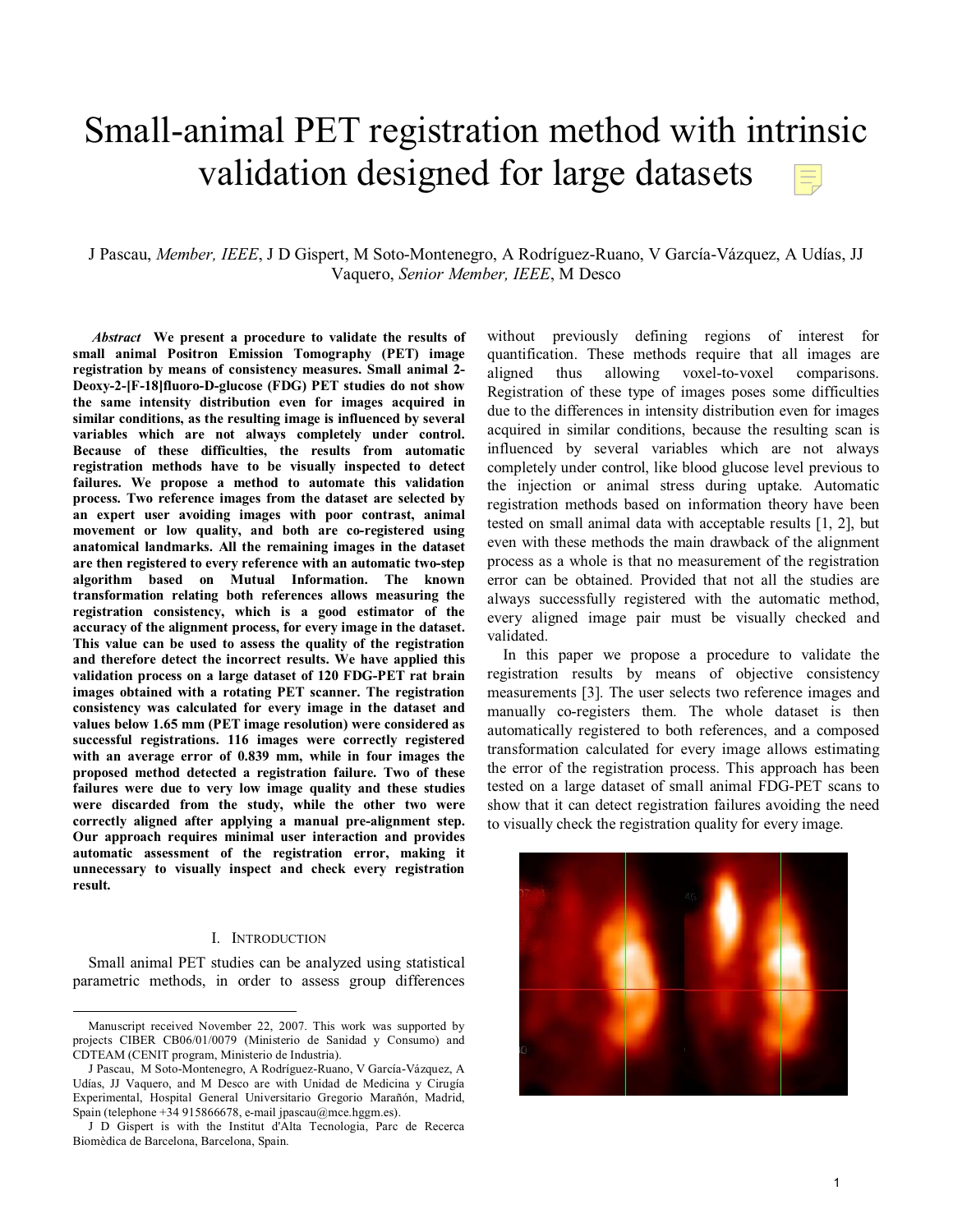# Small-animal PET registration method with intrinsic validation designed for large datasets

J Pascau, *Member, IEEE*, J D Gispert, M Soto-Montenegro, A Rodríguez-Ruano, V García-Vázquez, A Udías, JJ Vaquero, *Senior Member, IEEE*, M Desco

***Abstract*** **We present a procedure to validate the results of small animal Positron Emission Tomography (PET) image registration by means of consistency measures. Small animal 2-Deoxy-2-[F-18]fluoro-D-glucose (FDG) PET studies do not show the same intensity distribution even for images acquired in similar conditions, as the resulting image is influenced by several variables which are not always completely under control. Because of these difficulties, the results from automatic registration methods have to be visually inspected to detect failures. We propose a method to automate this validation process. Two reference images from the dataset are selected by an expert user avoiding images with poor contrast, animal movement or low quality, and both are co-registered using anatomical landmarks. All the remaining images in the dataset are then registered to every reference with an automatic two-step algorithm based on Mutual Information. The known transformation relating both references allows measuring the registration consistency, which is a good estimator of the accuracy of the alignment process, for every image in the dataset. This value can be used to assess the quality of the registration and therefore detect the incorrect results. We have applied this validation process on a large dataset of 120 FDG-PET rat brain images obtained with a rotating PET scanner. The registration consistency was calculated for every image in the dataset and values below 1.65 mm (PET image resolution) were considered as successful registrations. 116 images were correctly registered with an average error of 0.839 mm, while in four images the proposed method detected a registration failure. Two of these failures were due to very low image quality and these studies were discarded from the study, while the other two were correctly aligned after applying a manual pre-alignment step. Our approach requires minimal user interaction and provides automatic assessment of the registration error, making it unnecessary to visually inspect and check every registration result.**

## I. Introduction

Small animal PET studies can be analyzed using statistical parametric methods, in order to assess group differences without previously defining regions of interest for quantification. These methods require that all images are aligned thus allowing voxel-to-voxel comparisons. Registration of these type of images poses some difficulties due to the differences in intensity distribution even for images acquired in similar conditions, because the resulting scan is influenced by several variables which are not always completely under control, like blood glucose level previous to the injection or animal stress during uptake. Automatic registration methods based on information theory have been tested on small animal data with acceptable results [1, 2], but even with these methods the main drawback of the alignment process as a whole is that no measurement of the registration error can be obtained. Provided that not all the studies are always successfully registered with the automatic method, every aligned image pair must be visually checked and validated.

In this paper we propose a procedure to validate the registration results by means of objective consistency measurements [3]. The user selects two reference images and manually co-registers them. The whole dataset is then automatically registered to both references, and a composed transformation calculated for every image allows estimating the error of the registration process. This approach has been tested on a large dataset of small animal FDG-PET scans to show that it can detect registration failures avoiding the need to visually check the registration quality for every image.

---

Manuscript received November 22, 2007. This work was supported by projects CIBER CB06/01/0079 (Ministerio de Sanidad y Consumo) and CDTEAM (CENIT program, Ministerio de Industria).

J Pascau, M Soto-Montenegro, A Rodríguez-Ruano, V García-Vázquez, A Udías, JJ Vaquero, and M Desco are with Unidad de Medicina y Cirugía Experimental, Hospital General Universitario Gregorio Marañón, Madrid, Spain (telephone +34 915866678, e-mail jpascau@mce.hggm.es).

J D Gispert is with the Institut d'Alta Tecnologia, Parc de Recerca Biomèdica de Barcelona, Barcelona, Spain.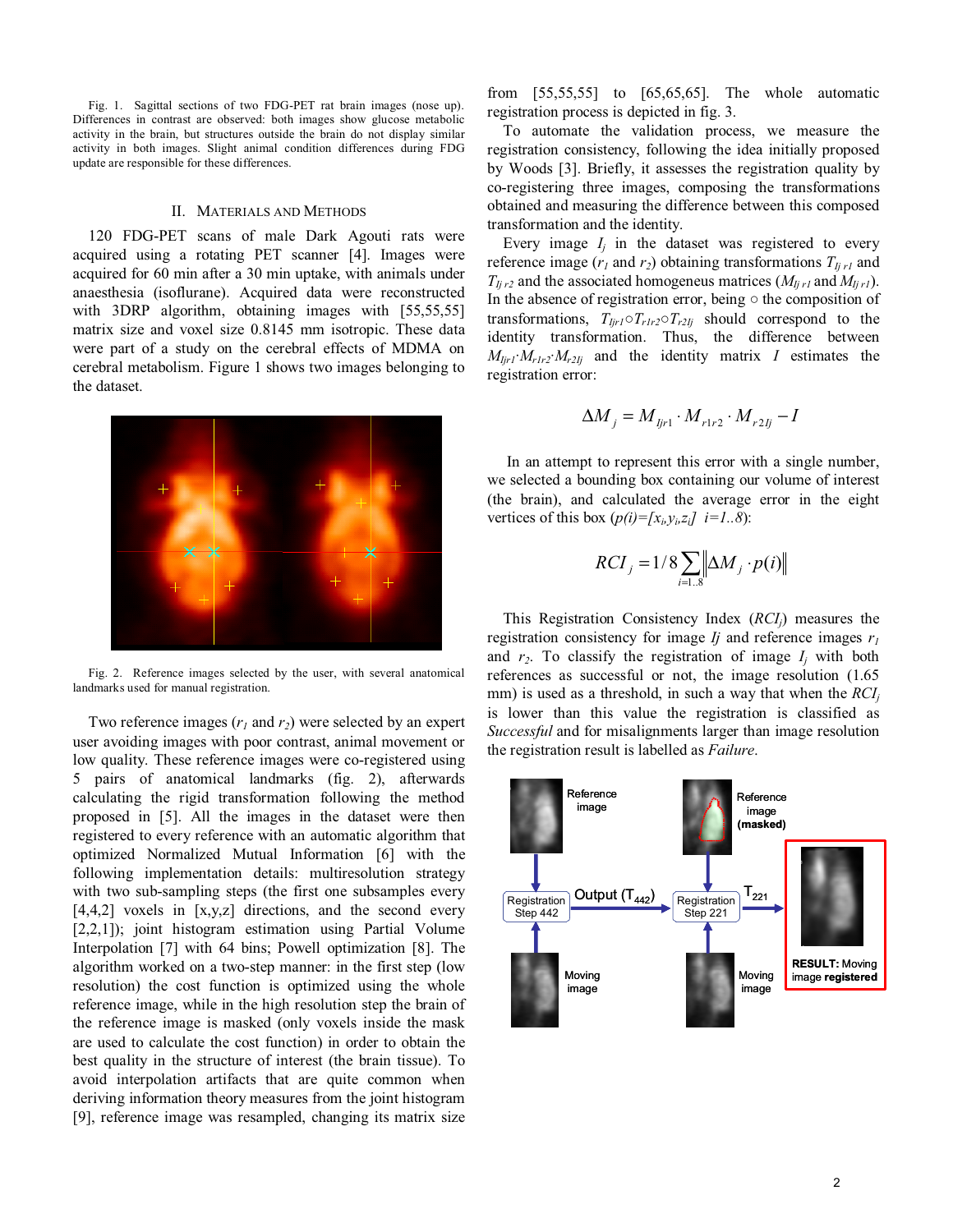Fig. 1. Sagittal sections of two FDG-PET rat brain images (nose up). Differences in contrast are observed: both images show glucose metabolic activity in the brain, but structures outside the brain do not display similar activity in both images. Slight animal condition differences during FDG update are responsible for these differences.

## II. Materials and Methods

120 FDG-PET scans of male Dark Agouti rats were acquired using a rotating PET scanner [4]. Images were acquired for 60 min after a 30 min uptake, with animals under anaesthesia (isoflurane). Acquired data were reconstructed with 3DRP algorithm, obtaining images with [55,55,55] matrix size and voxel size 0.8145 mm isotropic. These data were part of a study on the cerebral effects of MDMA on cerebral metabolism. Figure 1 shows two images belonging to the dataset.

Fig. 2. Reference images selected by the user, with several anatomical landmarks used for manual registration.

Two reference images ($r_1$ and $r_2$) were selected by an expert user avoiding images with poor contrast, animal movement or low quality. These reference images were co-registered using 5 pairs of anatomical landmarks (fig. 2), afterwards calculating the rigid transformation following the method proposed in [5]. All the images in the dataset were then registered to every reference with an automatic algorithm that optimized Normalized Mutual Information [6] with the following implementation details: multiresolution strategy with two sub-sampling steps (the first one subsamples every [4,4,2] voxels in [x,y,z] directions, and the second every [2,2,1]); joint histogram estimation using Partial Volume Interpolation [7] with 64 bins; Powell optimization [8]. The algorithm worked on a two-step manner: in the first step (low resolution) the cost function is optimized using the whole reference image, while in the high resolution step the brain of the reference image is masked (only voxels inside the mask are used to calculate the cost function) in order to obtain the best quality in the structure of interest (the brain tissue). To avoid interpolation artifacts that are quite common when deriving information theory measures from the joint histogram [9], reference image was resampled, changing its matrix size from [55,55,55] to [65,65,65]. The whole automatic registration process is depicted in fig. 3.

To automate the validation process, we measure the registration consistency, following the idea initially proposed by Woods [3]. Briefly, it assesses the registration quality by co-registering three images, composing the transformations obtained and measuring the difference between this composed transformation and the identity.

Every image $I_j$ in the dataset was registered to every reference image ($r_1$ and $r_2$) obtaining transformations $T_{Ij\,r1}$ and $T_{Ij\,r2}$ and the associated homogeneus matrices ($M_{Ij\,r1}$ and $M_{Ij\,r1}$). In the absence of registration error, being $\circ$ the composition of transformations, $T_{Ijr1} \circ T_{r1r2} \circ T_{r2Ij}$ should correspond to the identity transformation. Thus, the difference between $M_{Ijr1} \cdot M_{r1r2} \cdot M_{r2Ij}$ and the identity matrix $I$ estimates the registration error:

$$\Delta M_j = M_{Ijr1} \cdot M_{r1r2} \cdot M_{r2Ij} - I$$

In an attempt to represent this error with a single number, we selected a bounding box containing our volume of interest (the brain), and calculated the average error in the eight vertices of this box ($p(i)=[x_i,y_i,z_i]$ $i=1..8$):

$$RCI_j = 1/8 \sum_{i=1..8} \left\| \Delta M_j \cdot p(i) \right\|$$

This Registration Consistency Index ($RCI_j$) measures the registration consistency for image Ij and reference images $r_1$ and $r_2$. To classify the registration of image $I_j$ with both references as successful or not, the image resolution (1.65 mm) is used as a threshold, in such a way that when the $RCI_j$ is lower than this value the registration is classified as *Successful* and for misalignments larger than image resolution the registration result is labelled as *Failure*.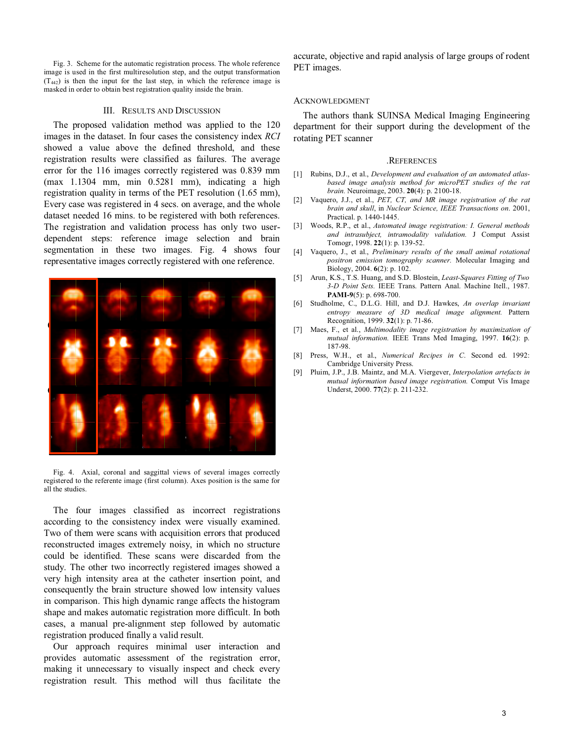Fig. 3. Scheme for the automatic registration process. The whole reference image is used in the first multiresolution step, and the output transformation ($T_{442}$) is then the input for the last step, in which the reference image is masked in order to obtain best registration quality inside the brain.

## III. Results and Discussion

The proposed validation method was applied to the 120 images in the dataset. In four cases the consistency index *RCI* showed a value above the defined threshold, and these registration results were classified as failures. The average error for the 116 images correctly registered was 0.839 mm (max 1.1304 mm, min 0.5281 mm), indicating a high registration quality in terms of the PET resolution (1.65 mm), Every case was registered in 4 secs. on average, and the whole dataset needed 16 mins. to be registered with both references. The registration and validation process has only two user-dependent steps: reference image selection and brain segmentation in these two images. Fig. 4 shows four representative images correctly registered with one reference.

Fig. 4. Axial, coronal and saggittal views of several images correctly registered to the referente image (first column). Axes position is the same for all the studies.

The four images classified as incorrect registrations according to the consistency index were visually examined. Two of them were scans with acquisition errors that produced reconstructed images extremely noisy, in which no structure could be identified. These scans were discarded from the study. The other two incorrectly registered images showed a very high intensity area at the catheter insertion point, and consequently the brain structure showed low intensity values in comparison. This high dynamic range affects the histogram shape and makes automatic registration more difficult. In both cases, a manual pre-alignment step followed by automatic registration produced finally a valid result.

Our approach requires minimal user interaction and provides automatic assessment of the registration error, making it unnecessary to visually inspect and check every registration result. This method will thus facilitate the accurate, objective and rapid analysis of large groups of rodent PET images.

## Acknowledgment

The authors thank SUINSA Medical Imaging Engineering department for their support during the development of the rotating PET scanner

## .References

[1] Rubins, D.J., et al., *Development and evaluation of an automated atlas-based image analysis method for microPET studies of the rat brain.* Neuroimage, 2003. **20**(4): p. 2100-18.

[2] Vaquero, J.J., et al., *PET, CT, and MR image registration of the rat brain and skull*, in *Nuclear Science, IEEE Transactions on*. 2001, Practical. p. 1440-1445.

[3] Woods, R.P., et al., *Automated image registration: I. General methods and intrasubject, intramodality validation.* J Comput Assist Tomogr, 1998. **22**(1): p. 139-52.

[4] Vaquero, J., et al., *Preliminary results of the small animal rotational positron emission tomography scanner.* Molecular Imaging and Biology, 2004. **6**(2): p. 102.

[5] Arun, K.S., T.S. Huang, and S.D. Blostein, *Least-Squares Fitting of Two 3-D Point Sets.* IEEE Trans. Pattern Anal. Machine Itell., 1987. **PAMI-9**(5): p. 698-700.

[6] Studholme, C., D.L.G. Hill, and D.J. Hawkes, *An overlap invariant entropy measure of 3D medical image alignment.* Pattern Recognition, 1999. **32**(1): p. 71-86.

[7] Maes, F., et al., *Multimodality image registration by maximization of mutual information.* IEEE Trans Med Imaging, 1997. **16**(2): p. 187-98.

[8] Press, W.H., et al., *Numerical Recipes in C.* Second ed. 1992: Cambridge University Press.

[9] Pluim, J.P., J.B. Maintz, and M.A. Viergever, *Interpolation artefacts in mutual information based image registration.* Comput Vis Image Underst, 2000. **77**(2): p. 211-232.